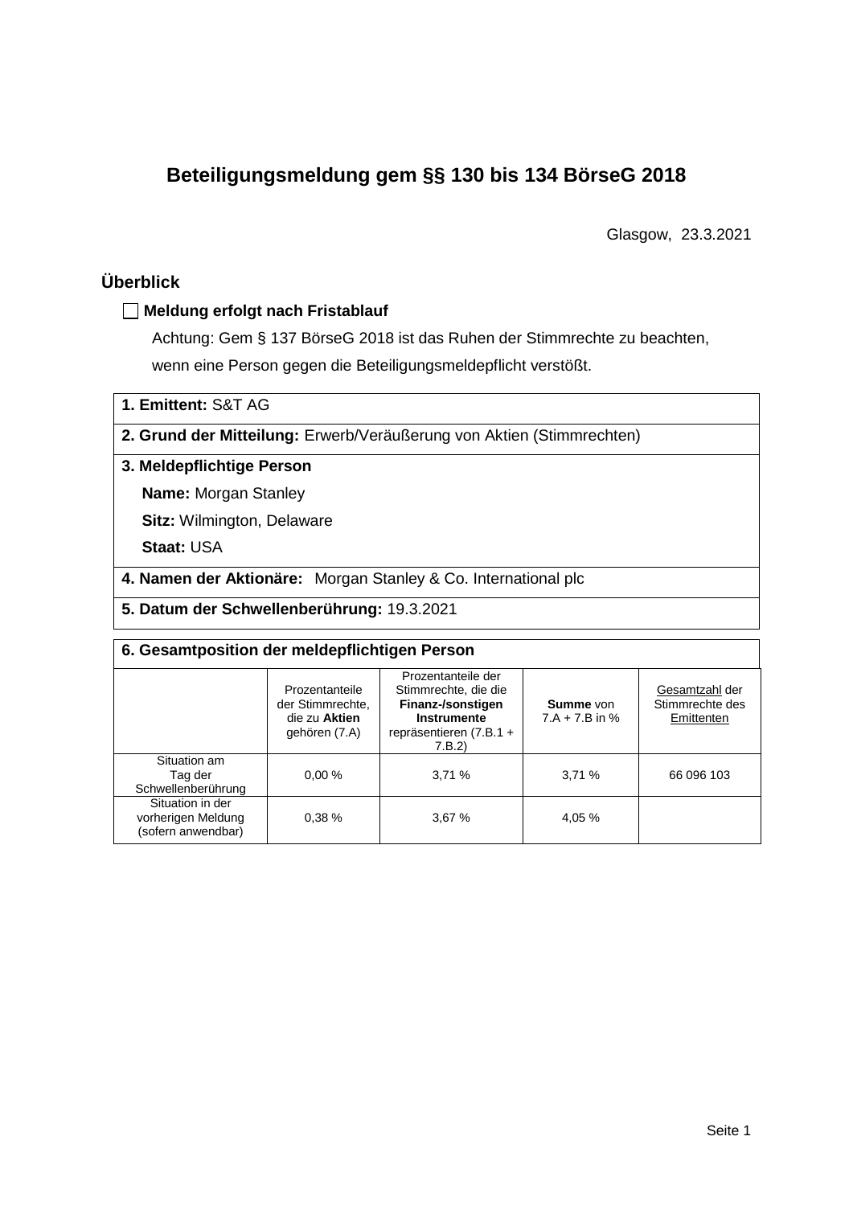# Beteiligungsmeldung gem §§ 130 bis 134 BörseG 2018

Glasgow, 23.3.2021

## Überblick

☐ **Meldung erfolgt nach Fristablauf**

Achtung: Gem § 137 BörseG 2018 ist das Ruhen der Stimmrechte zu beachten, wenn eine Person gegen die Beteiligungsmeldepflicht verstößt.

**1. Emittent:** S&T AG

**2. Grund der Mitteilung:** Erwerb/Veräußerung von Aktien (Stimmrechten)

**3. Meldepflichtige Person**

**Name:** Morgan Stanley

**Sitz:** Wilmington, Delaware

**Staat:** USA

**4. Namen der Aktionäre:** Morgan Stanley & Co. International plc

**5. Datum der Schwellenberührung:** 19.3.2021

**6. Gesamtposition der meldepflichtigen Person**

| | Prozentanteile der Stimmrechte, die zu **Aktien** gehören (7.A) | Prozentanteile der Stimmrechte, die die **Finanz-/sonstigen Instrumente** repräsentieren (7.B.1 + 7.B.2) | **Summe** von 7.A + 7.B in % | Gesamtzahl der Stimmrechte des Emittenten |
|---|---|---|---|---|
| Situation am Tag der Schwellenberührung | 0,00 % | 3,71 % | 3,71 % | 66 096 103 |
| Situation in der vorherigen Meldung (sofern anwendbar) | 0,38 % | 3,67 % | 4,05 % | |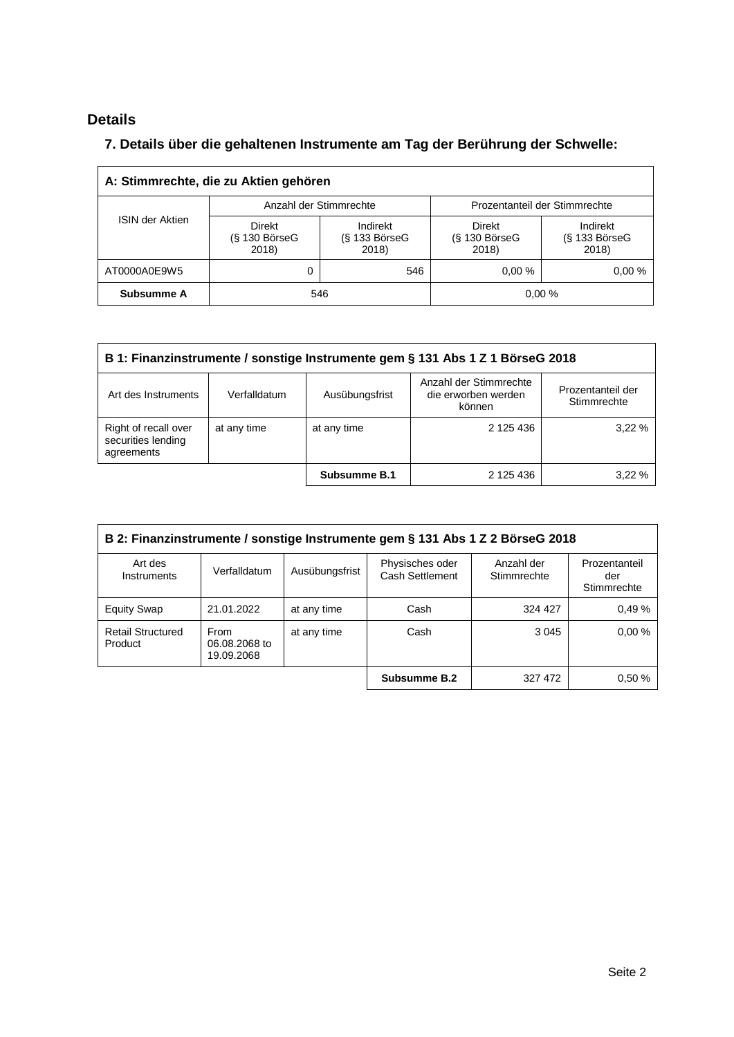## Details

### 7. Details über die gehaltenen Instrumente am Tag der Berührung der Schwelle:

| A: Stimmrechte, die zu Aktien gehören | | | | |
|---|---|---|---|---|
| ISIN der Aktien | Anzahl der Stimmrechte | | Prozentanteil der Stimmrechte | |
| | Direkt (§ 130 BörseG 2018) | Indirekt (§ 133 BörseG 2018) | Direkt (§ 130 BörseG 2018) | Indirekt (§ 133 BörseG 2018) |
| AT0000A0E9W5 | 0 | 546 | 0,00 % | 0,00 % |
| **Subsumme A** | 546 | | 0,00 % | |

| B 1: Finanzinstrumente / sonstige Instrumente gem § 131 Abs 1 Z 1 BörseG 2018 | | | | |
|---|---|---|---|---|
| Art des Instruments | Verfalldatum | Ausübungsfrist | Anzahl der Stimmrechte die erworben werden können | Prozentanteil der Stimmrechte |
| Right of recall over securities lending agreements | at any time | at any time | 2 125 436 | 3,22 % |
| | | **Subsumme B.1** | 2 125 436 | 3,22 % |

| B 2: Finanzinstrumente / sonstige Instrumente gem § 131 Abs 1 Z 2 BörseG 2018 | | | | | |
|---|---|---|---|---|---|
| Art des Instruments | Verfalldatum | Ausübungsfrist | Physisches oder Cash Settlement | Anzahl der Stimmrechte | Prozentanteil der Stimmrechte |
| Equity Swap | 21.01.2022 | at any time | Cash | 324 427 | 0,49 % |
| Retail Structured Product | From 06.08.2068 to 19.09.2068 | at any time | Cash | 3 045 | 0,00 % |
| | | | **Subsumme B.2** | 327 472 | 0,50 % |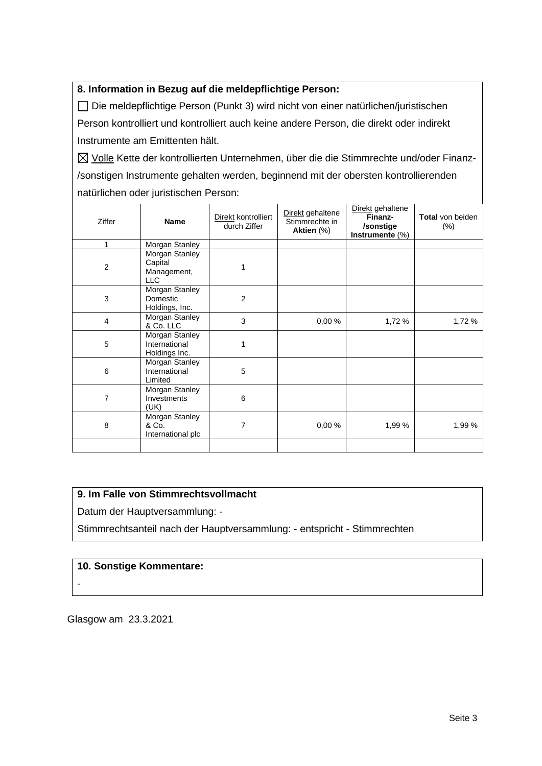### 8. Information in Bezug auf die meldepflichtige Person:

☐ Die meldepflichtige Person (Punkt 3) wird nicht von einer natürlichen/juristischen Person kontrolliert und kontrolliert auch keine andere Person, die direkt oder indirekt Instrumente am Emittenten hält.

☒ Volle Kette der kontrollierten Unternehmen, über die die Stimmrechte und/oder Finanz-/sonstigen Instrumente gehalten werden, beginnend mit der obersten kontrollierenden natürlichen oder juristischen Person:

| Ziffer | **Name** | Direkt kontrolliert durch Ziffer | Direkt gehaltene Stimmrechte in **Aktien** (%) | Direkt gehaltene **Finanz-/sonstige Instrumente** (%) | **Total** von beiden (%) |
|---|---|---|---|---|---|
| 1 | Morgan Stanley | | | | |
| 2 | Morgan Stanley Capital Management, LLC | 1 | | | |
| 3 | Morgan Stanley Domestic Holdings, Inc. | 2 | | | |
| 4 | Morgan Stanley & Co. LLC | 3 | 0,00 % | 1,72 % | 1,72 % |
| 5 | Morgan Stanley International Holdings Inc. | 1 | | | |
| 6 | Morgan Stanley International Limited | 5 | | | |
| 7 | Morgan Stanley Investments (UK) | 6 | | | |
| 8 | Morgan Stanley & Co. International plc | 7 | 0,00 % | 1,99 % | 1,99 % |
| | | | | | |

### 9. Im Falle von Stimmrechtsvollmacht

Datum der Hauptversammlung: -

Stimmrechtsanteil nach der Hauptversammlung: - entspricht - Stimmrechten

### 10. Sonstige Kommentare:

-

Glasgow am 23.3.2021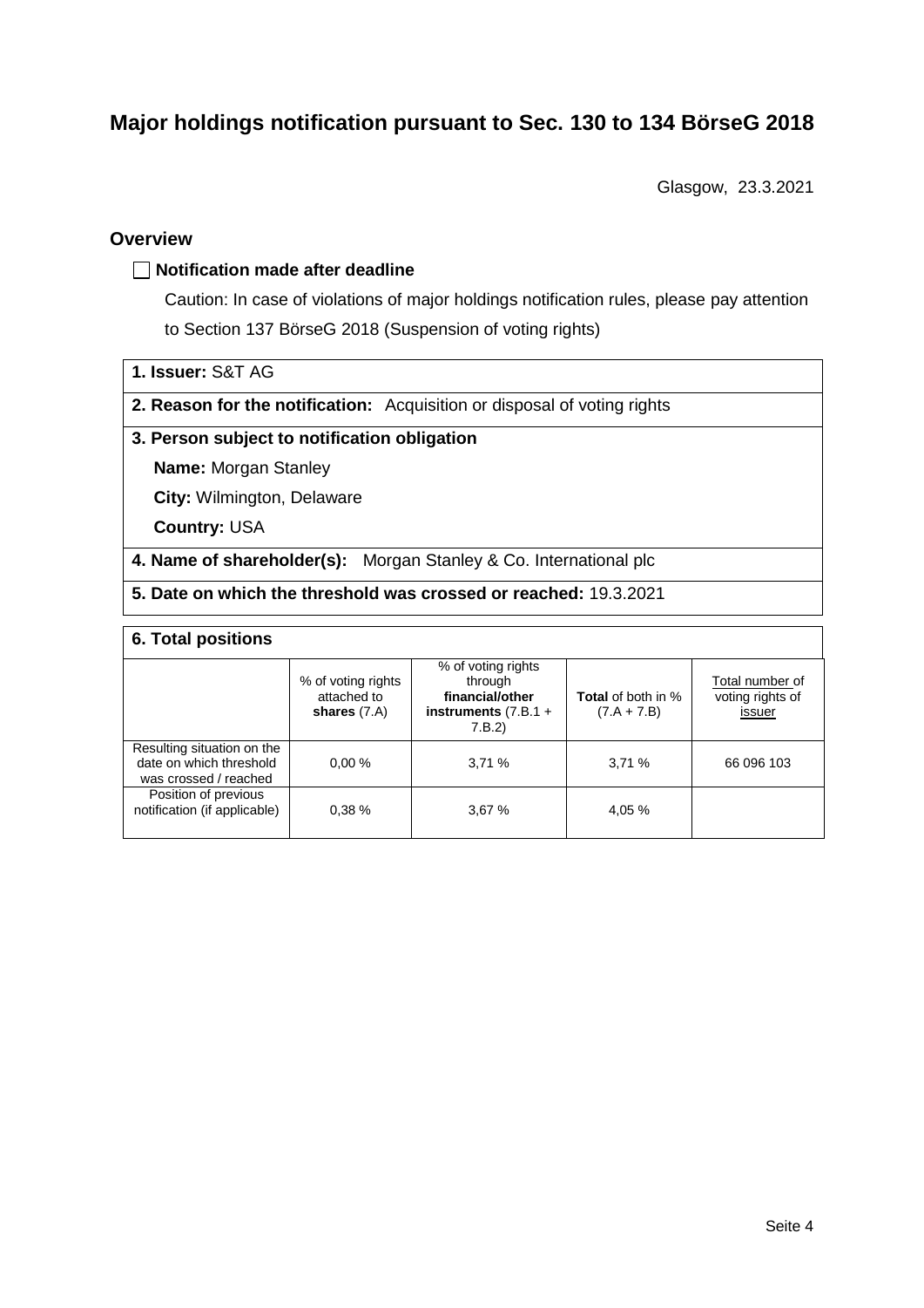# Major holdings notification pursuant to Sec. 130 to 134 BörseG 2018

Glasgow, 23.3.2021

## Overview

☐ **Notification made after deadline**

Caution: In case of violations of major holdings notification rules, please pay attention to Section 137 BörseG 2018 (Suspension of voting rights)

**1. Issuer:** S&T AG

**2. Reason for the notification:** Acquisition or disposal of voting rights

**3. Person subject to notification obligation**

**Name:** Morgan Stanley

**City:** Wilmington, Delaware

**Country:** USA

**4. Name of shareholder(s):** Morgan Stanley & Co. International plc

**5. Date on which the threshold was crossed or reached:** 19.3.2021

**6. Total positions**

| | % of voting rights attached to **shares** (7.A) | % of voting rights through **financial/other instruments** (7.B.1 + 7.B.2) | **Total** of both in % (7.A + 7.B) | Total number of voting rights of issuer |
|---|---|---|---|---|
| Resulting situation on the date on which threshold was crossed / reached | 0,00 % | 3,71 % | 3,71 % | 66 096 103 |
| Position of previous notification (if applicable) | 0,38 % | 3,67 % | 4,05 % | |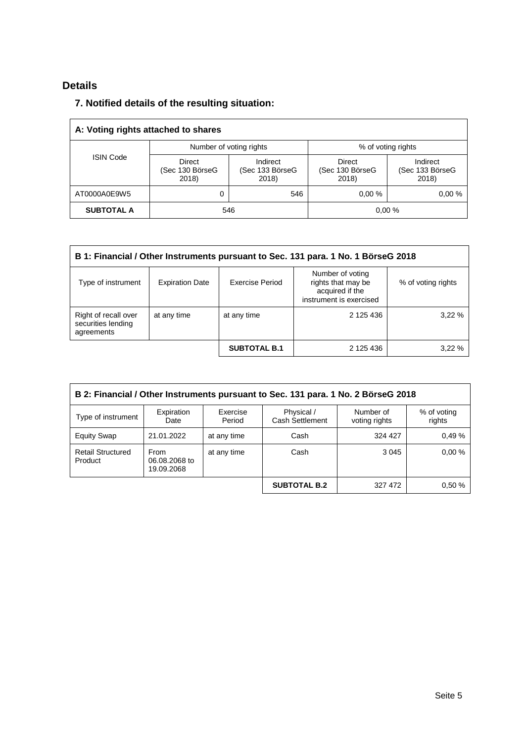## Details

### 7. Notified details of the resulting situation:

| A: Voting rights attached to shares | | | | |
|---|---|---|---|---|
| ISIN Code | Number of voting rights | | % of voting rights | |
| | Direct (Sec 130 BörseG 2018) | Indirect (Sec 133 BörseG 2018) | Direct (Sec 130 BörseG 2018) | Indirect (Sec 133 BörseG 2018) |
| AT0000A0E9W5 | 0 | 546 | 0,00 % | 0,00 % |
| **SUBTOTAL A** | 546 | | 0,00 % | |

| B 1: Financial / Other Instruments pursuant to Sec. 131 para. 1 No. 1 BörseG 2018 | | | | |
|---|---|---|---|---|
| Type of instrument | Expiration Date | Exercise Period | Number of voting rights that may be acquired if the instrument is exercised | % of voting rights |
| Right of recall over securities lending agreements | at any time | at any time | 2 125 436 | 3,22 % |
| | | **SUBTOTAL B.1** | 2 125 436 | 3,22 % |

| B 2: Financial / Other Instruments pursuant to Sec. 131 para. 1 No. 2 BörseG 2018 | | | | | |
|---|---|---|---|---|---|
| Type of instrument | Expiration Date | Exercise Period | Physical / Cash Settlement | Number of voting rights | % of voting rights |
| Equity Swap | 21.01.2022 | at any time | Cash | 324 427 | 0,49 % |
| Retail Structured Product | From 06.08.2068 to 19.09.2068 | at any time | Cash | 3 045 | 0,00 % |
| | | | **SUBTOTAL B.2** | 327 472 | 0,50 % |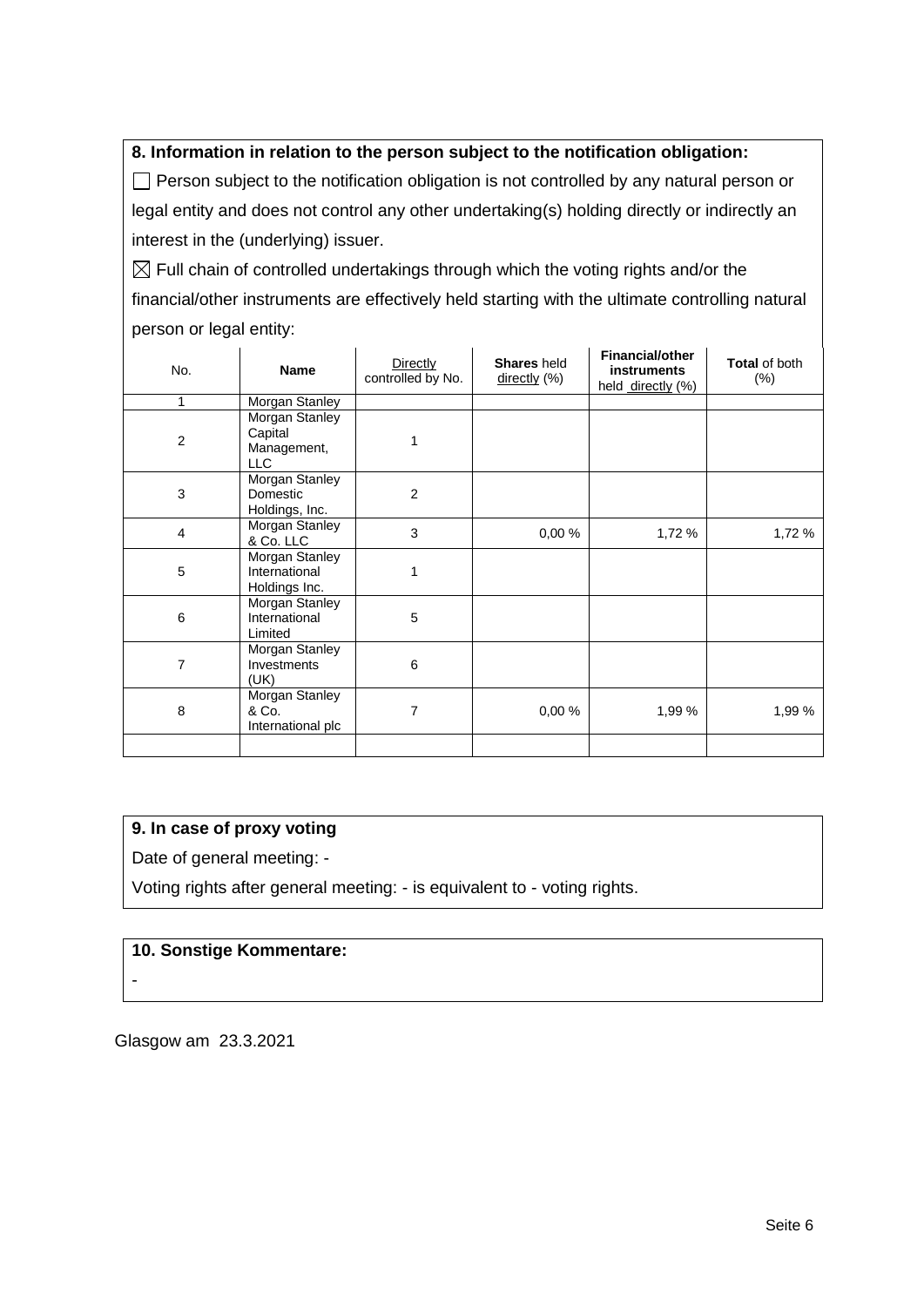### 8. Information in relation to the person subject to the notification obligation:

☐ Person subject to the notification obligation is not controlled by any natural person or legal entity and does not control any other undertaking(s) holding directly or indirectly an interest in the (underlying) issuer.

☒ Full chain of controlled undertakings through which the voting rights and/or the financial/other instruments are effectively held starting with the ultimate controlling natural person or legal entity:

| No. | Name | Directly controlled by No. | Shares held directly (%) | Financial/other instruments held directly (%) | Total of both (%) |
|---|---|---|---|---|---|
| 1 | Morgan Stanley | | | | |
| 2 | Morgan Stanley Capital Management, LLC | 1 | | | |
| 3 | Morgan Stanley Domestic Holdings, Inc. | 2 | | | |
| 4 | Morgan Stanley & Co. LLC | 3 | 0,00 % | 1,72 % | 1,72 % |
| 5 | Morgan Stanley International Holdings Inc. | 1 | | | |
| 6 | Morgan Stanley International Limited | 5 | | | |
| 7 | Morgan Stanley Investments (UK) | 6 | | | |
| 8 | Morgan Stanley & Co. International plc | 7 | 0,00 % | 1,99 % | 1,99 % |
| | | | | | |

### 9. In case of proxy voting

Date of general meeting: -

Voting rights after general meeting: - is equivalent to - voting rights.

### 10. Sonstige Kommentare:

-

Glasgow am 23.3.2021